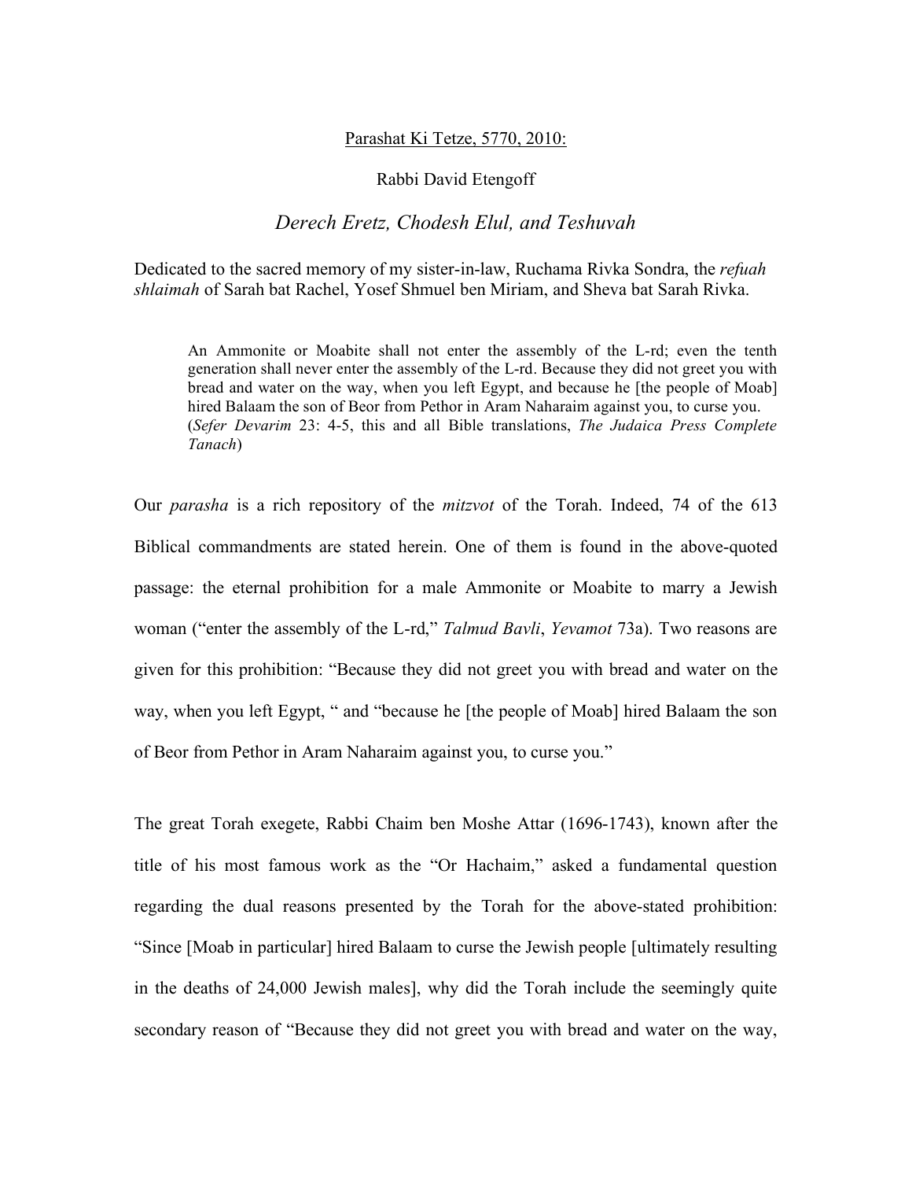<u>Parashat Ki Tetze, 5770, 2010:</u>

Rabbi David Etengoff

# *Derech Eretz, Chodesh Elul, and Teshuvah*

Dedicated to the sacred memory of my sister-in-law, Ruchama Rivka Sondra, the *refuah shlaimah* of Sarah bat Rachel, Yosef Shmuel ben Miriam, and Sheva bat Sarah Rivka.

> An Ammonite or Moabite shall not enter the assembly of the L-rd; even the tenth generation shall never enter the assembly of the L-rd. Because they did not greet you with bread and water on the way, when you left Egypt, and because he [the people of Moab] hired Balaam the son of Beor from Pethor in Aram Naharaim against you, to curse you. (*Sefer Devarim* 23: 4-5, this and all Bible translations, *The Judaica Press Complete Tanach*)

Our *parasha* is a rich repository of the *mitzvot* of the Torah. Indeed, 74 of the 613 Biblical commandments are stated herein. One of them is found in the above-quoted passage: the eternal prohibition for a male Ammonite or Moabite to marry a Jewish woman ("enter the assembly of the L-rd," *Talmud Bavli*, *Yevamot* 73a). Two reasons are given for this prohibition: "Because they did not greet you with bread and water on the way, when you left Egypt, " and "because he [the people of Moab] hired Balaam the son of Beor from Pethor in Aram Naharaim against you, to curse you."

The great Torah exegete, Rabbi Chaim ben Moshe Attar (1696-1743), known after the title of his most famous work as the "Or Hachaim," asked a fundamental question regarding the dual reasons presented by the Torah for the above-stated prohibition: "Since [Moab in particular] hired Balaam to curse the Jewish people [ultimately resulting in the deaths of 24,000 Jewish males], why did the Torah include the seemingly quite secondary reason of "Because they did not greet you with bread and water on the way,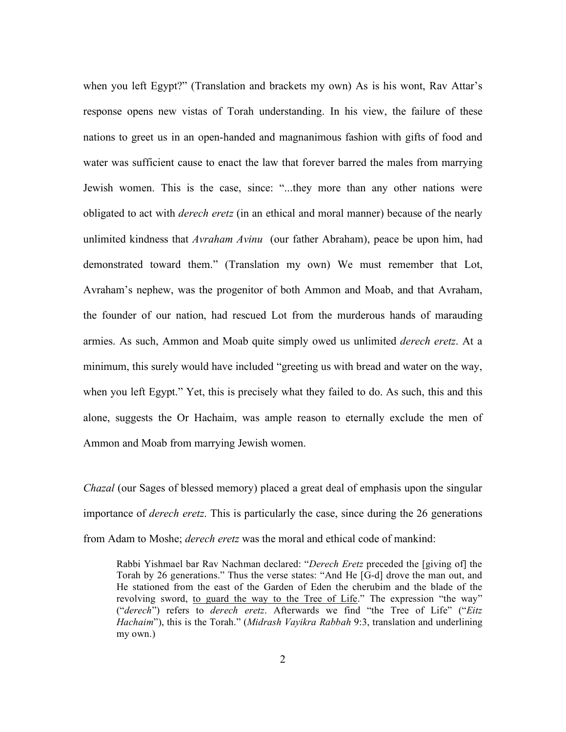when you left Egypt?" (Translation and brackets my own) As is his wont, Rav Attar's response opens new vistas of Torah understanding. In his view, the failure of these nations to greet us in an open-handed and magnanimous fashion with gifts of food and water was sufficient cause to enact the law that forever barred the males from marrying Jewish women. This is the case, since: "...they more than any other nations were obligated to act with *derech eretz* (in an ethical and moral manner) because of the nearly unlimited kindness that *Avraham Avinu* (our father Abraham), peace be upon him, had demonstrated toward them." (Translation my own) We must remember that Lot, Avraham's nephew, was the progenitor of both Ammon and Moab, and that Avraham, the founder of our nation, had rescued Lot from the murderous hands of marauding armies. As such, Ammon and Moab quite simply owed us unlimited *derech eretz*. At a minimum, this surely would have included "greeting us with bread and water on the way, when you left Egypt." Yet, this is precisely what they failed to do. As such, this and this alone, suggests the Or Hachaim, was ample reason to eternally exclude the men of Ammon and Moab from marrying Jewish women.

*Chazal* (our Sages of blessed memory) placed a great deal of emphasis upon the singular importance of *derech eretz*. This is particularly the case, since during the 26 generations from Adam to Moshe; *derech eretz* was the moral and ethical code of mankind:

> Rabbi Yishmael bar Rav Nachman declared: "*Derech Eretz* preceded the [giving of] the Torah by 26 generations." Thus the verse states: "And He [G-d] drove the man out, and He stationed from the east of the Garden of Eden the cherubim and the blade of the revolving sword, <u>to guard the way to the Tree of Life</u>." The expression "the way" ("*derech*") refers to *derech eretz*. Afterwards we find "the Tree of Life" ("*Eitz Hachaim*"), this is the Torah." (*Midrash Vayikra Rabbah* 9:3, translation and underlining my own.)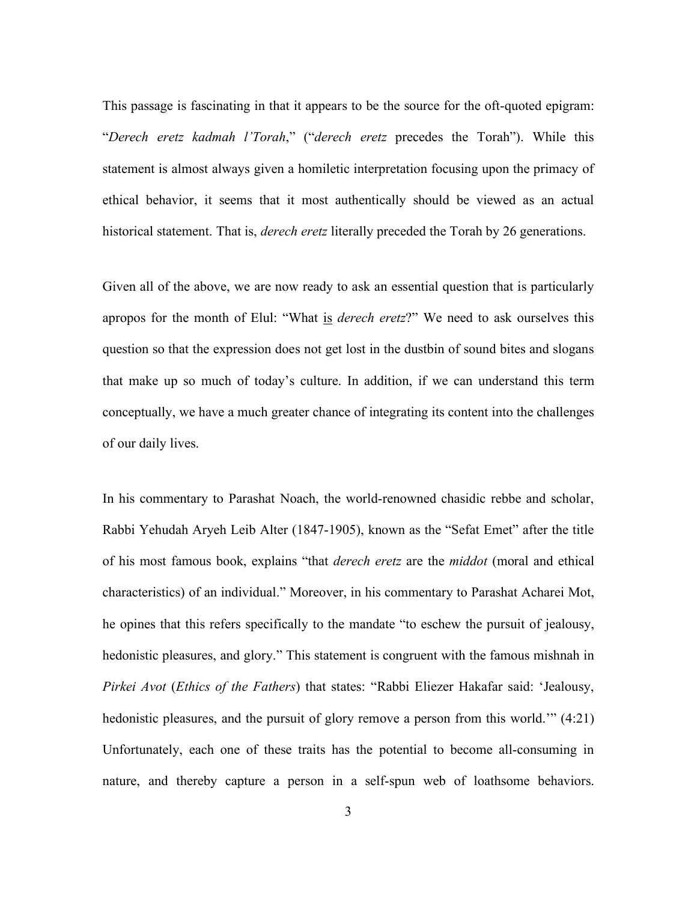This passage is fascinating in that it appears to be the source for the oft-quoted epigram: "*Derech eretz kadmah l'Torah*," ("*derech eretz* precedes the Torah"). While this statement is almost always given a homiletic interpretation focusing upon the primacy of ethical behavior, it seems that it most authentically should be viewed as an actual historical statement. That is, *derech eretz* literally preceded the Torah by 26 generations.

Given all of the above, we are now ready to ask an essential question that is particularly apropos for the month of Elul: "What <u>is</u> *derech eretz*?" We need to ask ourselves this question so that the expression does not get lost in the dustbin of sound bites and slogans that make up so much of today's culture. In addition, if we can understand this term conceptually, we have a much greater chance of integrating its content into the challenges of our daily lives.

In his commentary to Parashat Noach, the world-renowned chasidic rebbe and scholar, Rabbi Yehudah Aryeh Leib Alter (1847-1905), known as the "Sefat Emet" after the title of his most famous book, explains "that *derech eretz* are the *middot* (moral and ethical characteristics) of an individual." Moreover, in his commentary to Parashat Acharei Mot, he opines that this refers specifically to the mandate "to eschew the pursuit of jealousy, hedonistic pleasures, and glory." This statement is congruent with the famous mishnah in *Pirkei Avot* (*Ethics of the Fathers*) that states: "Rabbi Eliezer Hakafar said: 'Jealousy, hedonistic pleasures, and the pursuit of glory remove a person from this world.'" (4:21) Unfortunately, each one of these traits has the potential to become all-consuming in nature, and thereby capture a person in a self-spun web of loathsome behaviors.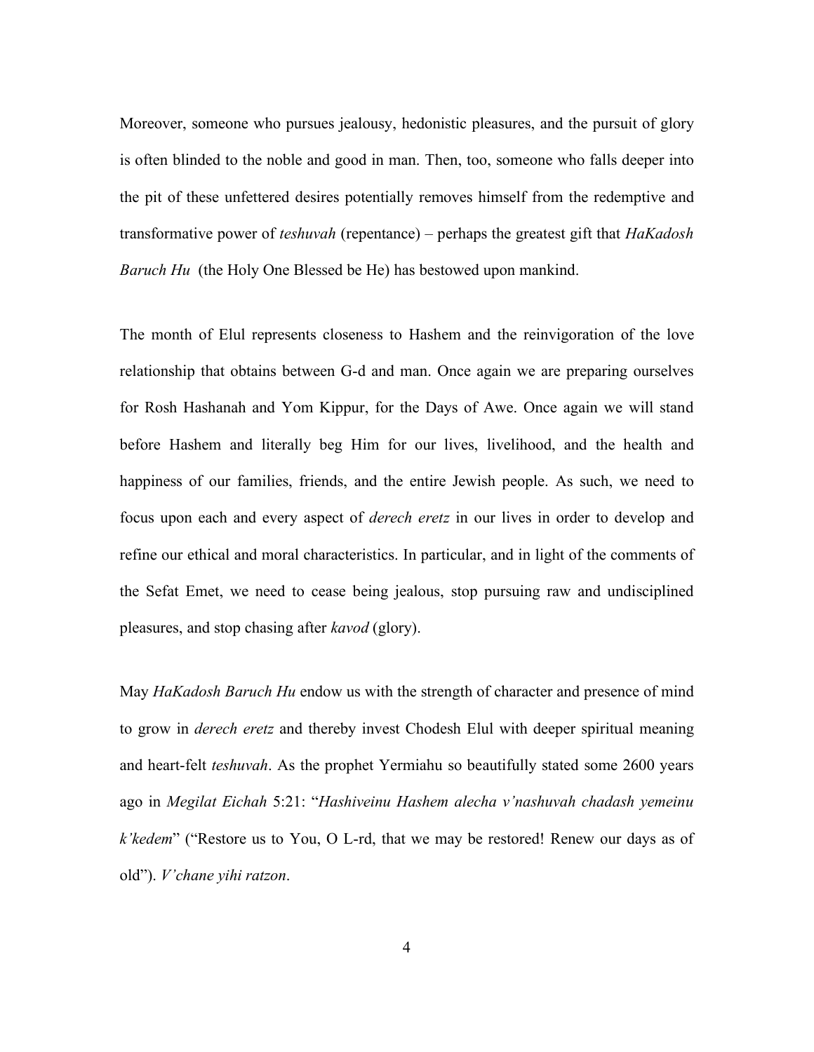Moreover, someone who pursues jealousy, hedonistic pleasures, and the pursuit of glory is often blinded to the noble and good in man. Then, too, someone who falls deeper into the pit of these unfettered desires potentially removes himself from the redemptive and transformative power of *teshuvah* (repentance) – perhaps the greatest gift that *HaKadosh Baruch Hu* (the Holy One Blessed be He) has bestowed upon mankind.

The month of Elul represents closeness to Hashem and the reinvigoration of the love relationship that obtains between G-d and man. Once again we are preparing ourselves for Rosh Hashanah and Yom Kippur, for the Days of Awe. Once again we will stand before Hashem and literally beg Him for our lives, livelihood, and the health and happiness of our families, friends, and the entire Jewish people. As such, we need to focus upon each and every aspect of *derech eretz* in our lives in order to develop and refine our ethical and moral characteristics. In particular, and in light of the comments of the Sefat Emet, we need to cease being jealous, stop pursuing raw and undisciplined pleasures, and stop chasing after *kavod* (glory).

May *HaKadosh Baruch Hu* endow us with the strength of character and presence of mind to grow in *derech eretz* and thereby invest Chodesh Elul with deeper spiritual meaning and heart-felt *teshuvah*. As the prophet Yermiahu so beautifully stated some 2600 years ago in *Megilat Eichah* 5:21: "*Hashiveinu Hashem alecha v'nashuvah chadash yemeinu k'kedem*" ("Restore us to You, O L-rd, that we may be restored! Renew our days as of old"). *V'chane yihi ratzon*.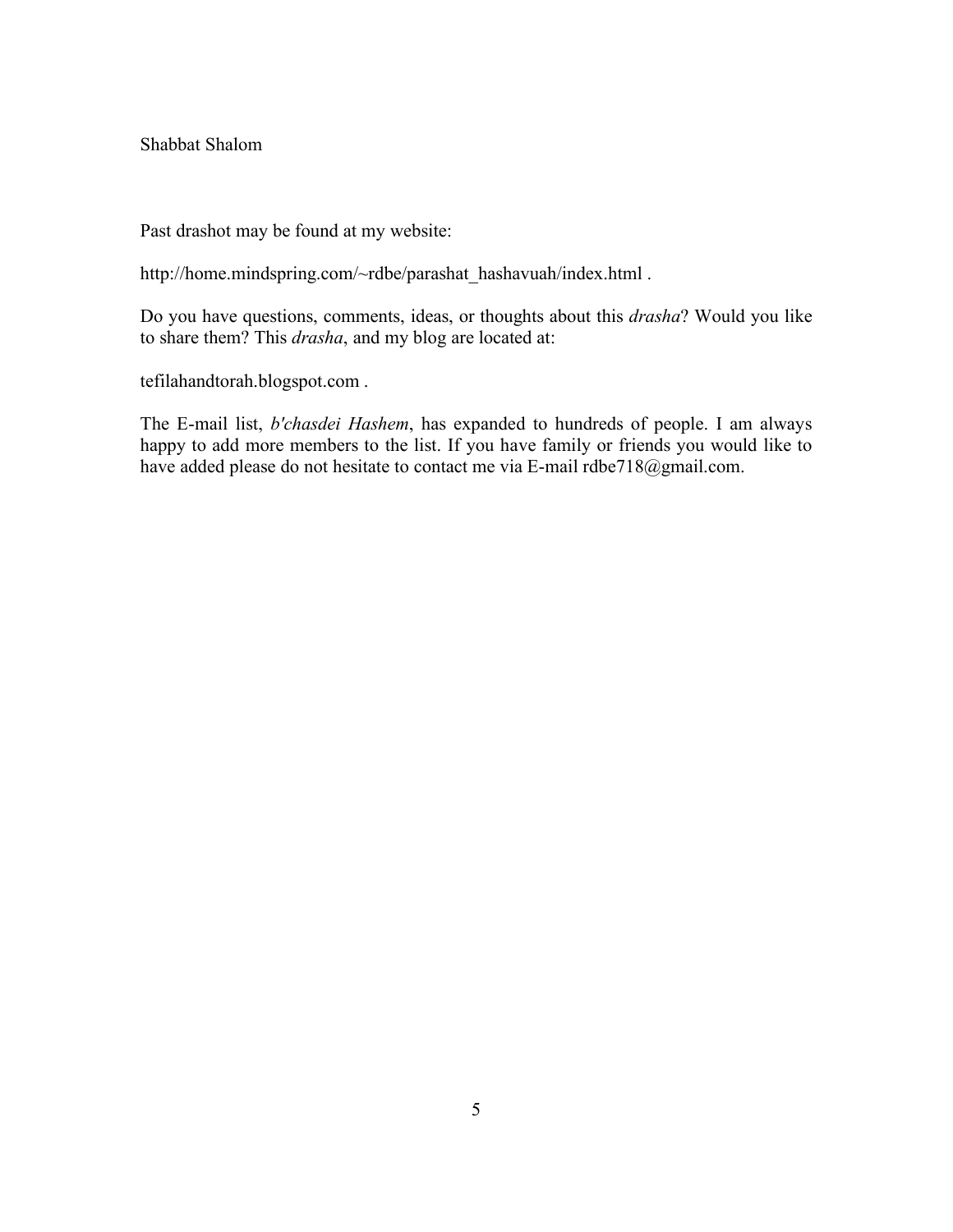Shabbat Shalom

Past drashot may be found at my website:

http://home.mindspring.com/~rdbe/parashat_hashavuah/index.html .

Do you have questions, comments, ideas, or thoughts about this *drasha*? Would you like to share them? This *drasha*, and my blog are located at:

tefilahandtorah.blogspot.com .

The E-mail list, *b'chasdei Hashem*, has expanded to hundreds of people. I am always happy to add more members to the list. If you have family or friends you would like to have added please do not hesitate to contact me via E-mail rdbe718@gmail.com.